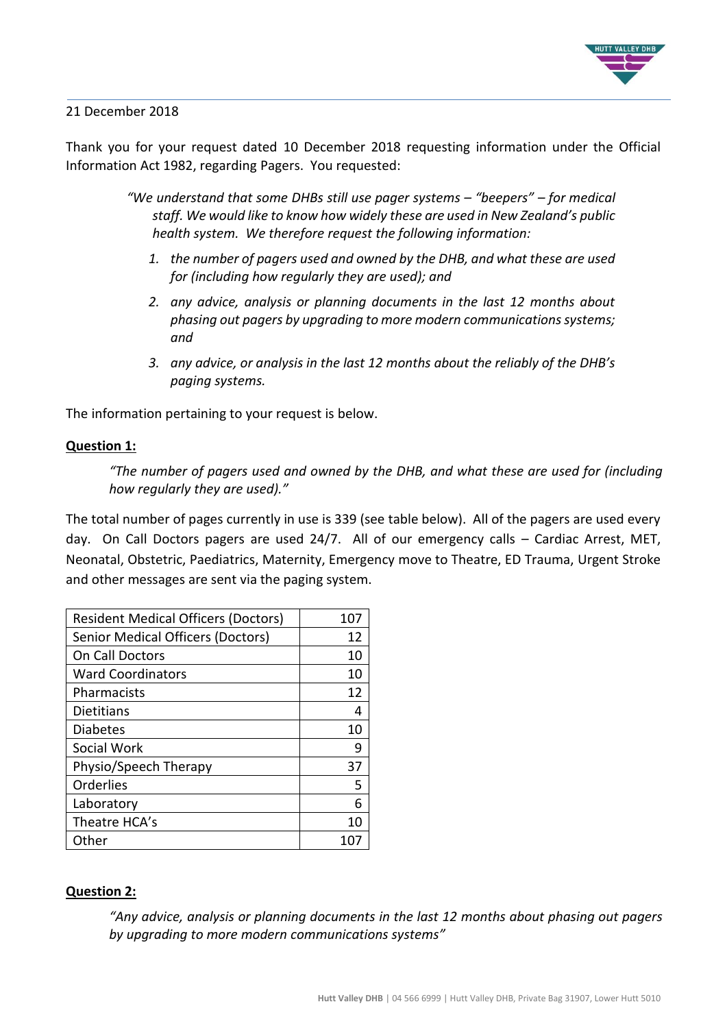21 December 2018

Thank you for your request dated 10 December 2018 requesting information under the Official Information Act 1982, regarding Pagers. You requested:

> *"We understand that some DHBs still use pager systems – "beepers" – for medical staff. We would like to know how widely these are used in New Zealand's public health system. We therefore request the following information:*
>
> 1. *the number of pagers used and owned by the DHB, and what these are used for (including how regularly they are used); and*
> 2. *any advice, analysis or planning documents in the last 12 months about phasing out pagers by upgrading to more modern communications systems; and*
> 3. *any advice, or analysis in the last 12 months about the reliably of the DHB's paging systems.*

The information pertaining to your request is below.

**Question 1:**

*"The number of pagers used and owned by the DHB, and what these are used for (including how regularly they are used)."*

The total number of pages currently in use is 339 (see table below). All of the pagers are used every day. On Call Doctors pagers are used 24/7. All of our emergency calls – Cardiac Arrest, MET, Neonatal, Obstetric, Paediatrics, Maternity, Emergency move to Theatre, ED Trauma, Urgent Stroke and other messages are sent via the paging system.

| | |
|---|---|
| Resident Medical Officers (Doctors) | 107 |
| Senior Medical Officers (Doctors) | 12 |
| On Call Doctors | 10 |
| Ward Coordinators | 10 |
| Pharmacists | 12 |
| Dietitians | 4 |
| Diabetes | 10 |
| Social Work | 9 |
| Physio/Speech Therapy | 37 |
| Orderlies | 5 |
| Laboratory | 6 |
| Theatre HCA's | 10 |
| Other | 107 |

**Question 2:**

*"Any advice, analysis or planning documents in the last 12 months about phasing out pagers by upgrading to more modern communications systems"*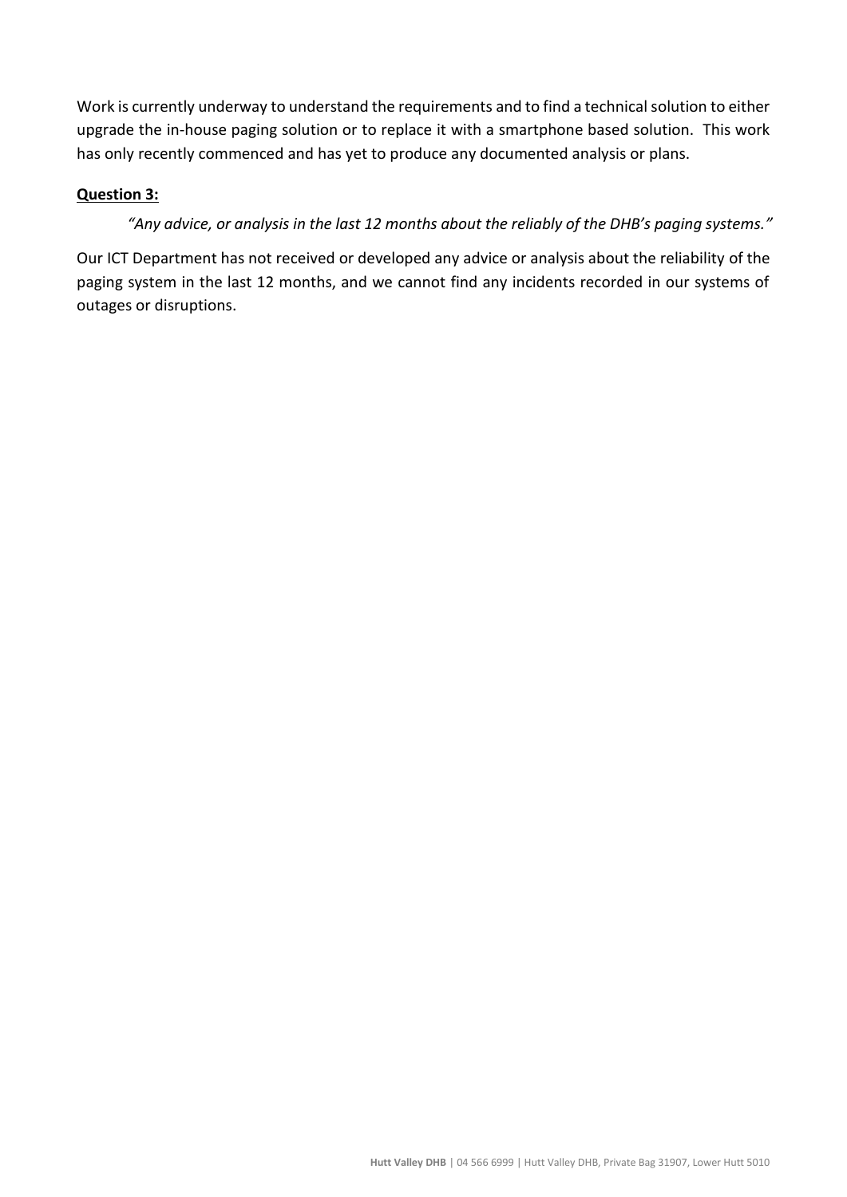Work is currently underway to understand the requirements and to find a technical solution to either upgrade the in-house paging solution or to replace it with a smartphone based solution. This work has only recently commenced and has yet to produce any documented analysis or plans.

**Question 3:**

*"Any advice, or analysis in the last 12 months about the reliably of the DHB's paging systems."*

Our ICT Department has not received or developed any advice or analysis about the reliability of the paging system in the last 12 months, and we cannot find any incidents recorded in our systems of outages or disruptions.